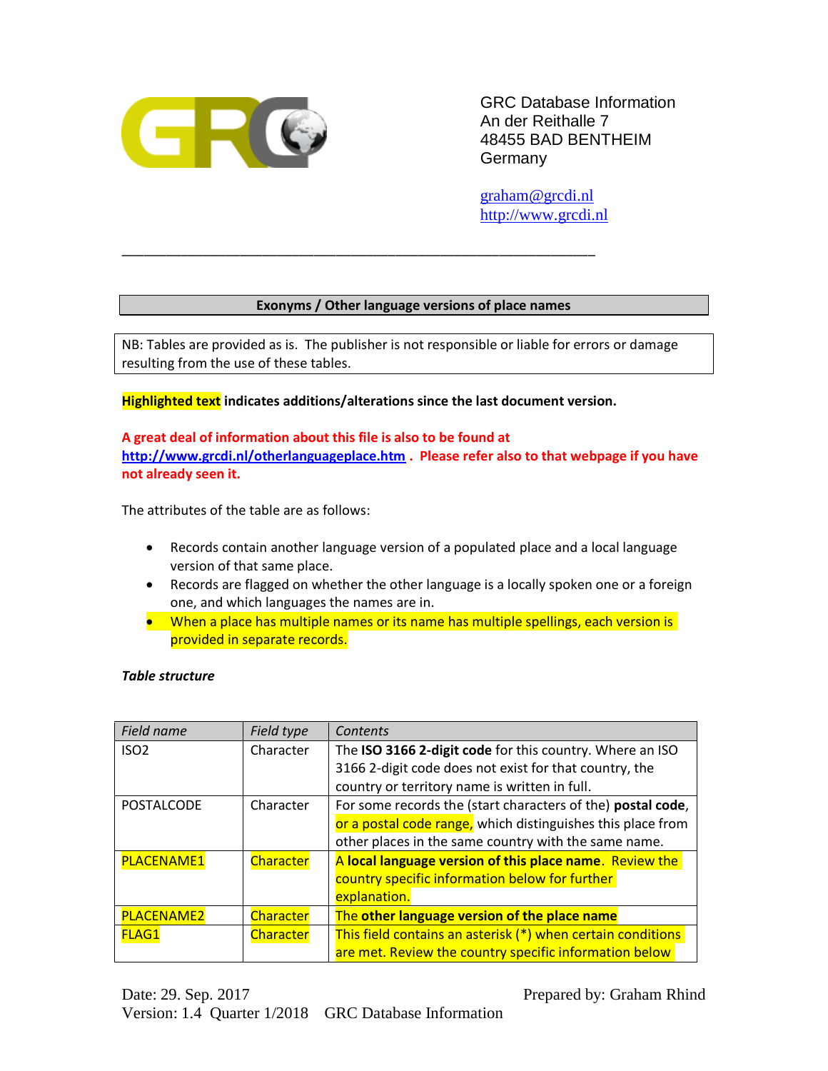GRC Database Information
An der Reithalle 7
48455 BAD BENTHEIM
Germany

graham@grcdi.nl
http://www.grcdi.nl

---

## Exonyms / Other language versions of place names

NB: Tables are provided as is. The publisher is not responsible or liable for errors or damage resulting from the use of these tables.

**Highlighted text indicates additions/alterations since the last document version.**

**A great deal of information about this file is also to be found at http://www.grcdi.nl/otherlanguageplace.htm . Please refer also to that webpage if you have not already seen it.**

The attributes of the table are as follows:

- Records contain another language version of a populated place and a local language version of that same place.
- Records are flagged on whether the other language is a locally spoken one or a foreign one, and which languages the names are in.
- When a place has multiple names or its name has multiple spellings, each version is provided in separate records.

***Table structure***

| *Field name* | *Field type* | *Contents* |
|---|---|---|
| ISO2 | Character | The **ISO 3166 2-digit code** for this country. Where an ISO 3166 2-digit code does not exist for that country, the country or territory name is written in full. |
| POSTALCODE | Character | For some records the (start characters of the) **postal code**, or a postal code range, which distinguishes this place from other places in the same country with the same name. |
| PLACENAME1 | Character | A **local language version of this place name**. Review the country specific information below for further explanation. |
| PLACENAME2 | Character | The **other language version of the place name** |
| FLAG1 | Character | This field contains an asterisk (*) when certain conditions are met. Review the country specific information below |

Date: 29. Sep. 2017 Prepared by: Graham Rhind
Version: 1.4 Quarter 1/2018 GRC Database Information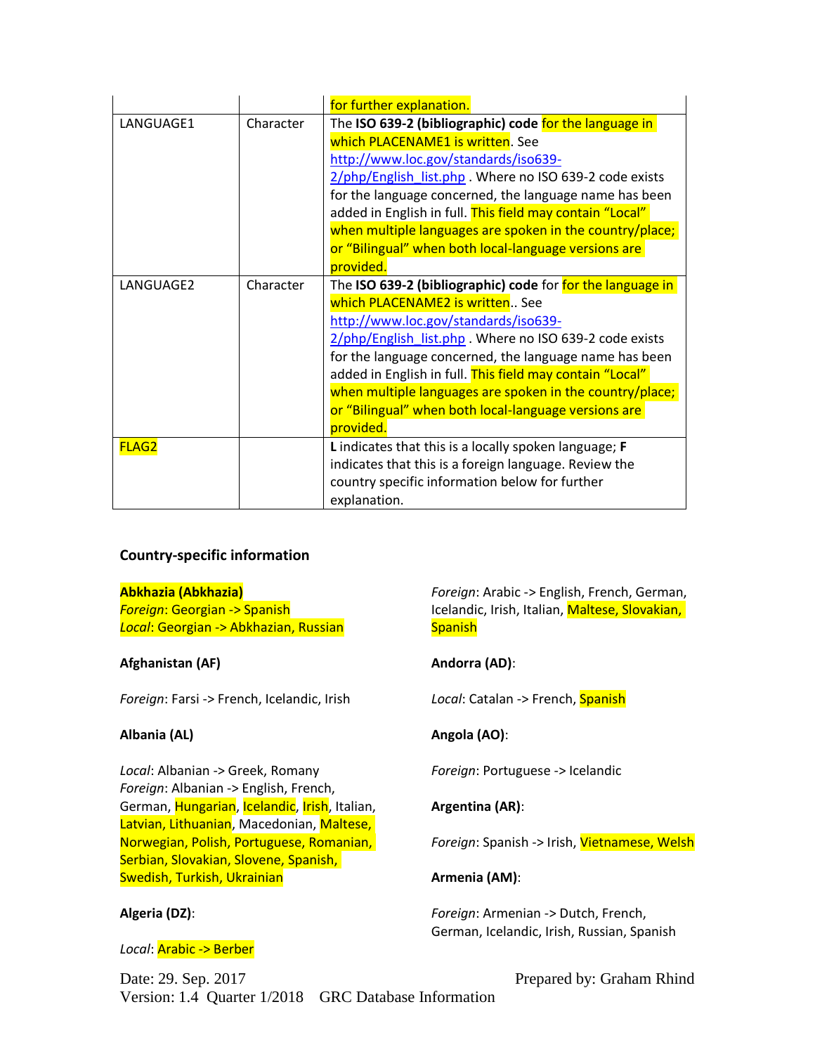| | | for further explanation. |
|---|---|---|
| LANGUAGE1 | Character | The **ISO 639-2 (bibliographic) code** for the language in which PLACENAME1 is written. See http://www.loc.gov/standards/iso639-2/php/English_list.php . Where no ISO 639-2 code exists for the language concerned, the language name has been added in English in full. This field may contain “Local” when multiple languages are spoken in the country/place; or “Bilingual” when both local-language versions are provided. |
| LANGUAGE2 | Character | The **ISO 639-2 (bibliographic) code** for for the language in which PLACENAME2 is written.. See http://www.loc.gov/standards/iso639-2/php/English_list.php . Where no ISO 639-2 code exists for the language concerned, the language name has been added in English in full. This field may contain “Local” when multiple languages are spoken in the country/place; or “Bilingual” when both local-language versions are provided. |
| FLAG2 | | **L** indicates that this is a locally spoken language; **F** indicates that this is a foreign language. Review the country specific information below for further explanation. |

**Country-specific information**

**Abkhazia (Abkhazia)**
*Foreign*: Georgian -> Spanish
*Local*: Georgian -> Abkhazian, Russian

**Afghanistan (AF)**

*Foreign*: Farsi -> French, Icelandic, Irish

**Albania (AL)**

*Local*: Albanian -> Greek, Romany
*Foreign*: Albanian -> English, French, German, Hungarian, Icelandic, Irish, Italian, Latvian, Lithuanian, Macedonian, Maltese, Norwegian, Polish, Portuguese, Romanian, Serbian, Slovakian, Slovene, Spanish, Swedish, Turkish, Ukrainian

**Algeria (DZ)**:

*Local*: Arabic -> Berber
*Foreign*: Arabic -> English, French, German, Icelandic, Irish, Italian, Maltese, Slovakian, Spanish

**Andorra (AD)**:

*Local*: Catalan -> French, Spanish

**Angola (AO)**:

*Foreign*: Portuguese -> Icelandic

**Argentina (AR)**:

*Foreign*: Spanish -> Irish, Vietnamese, Welsh

**Armenia (AM)**:

*Foreign*: Armenian -> Dutch, French, German, Icelandic, Irish, Russian, Spanish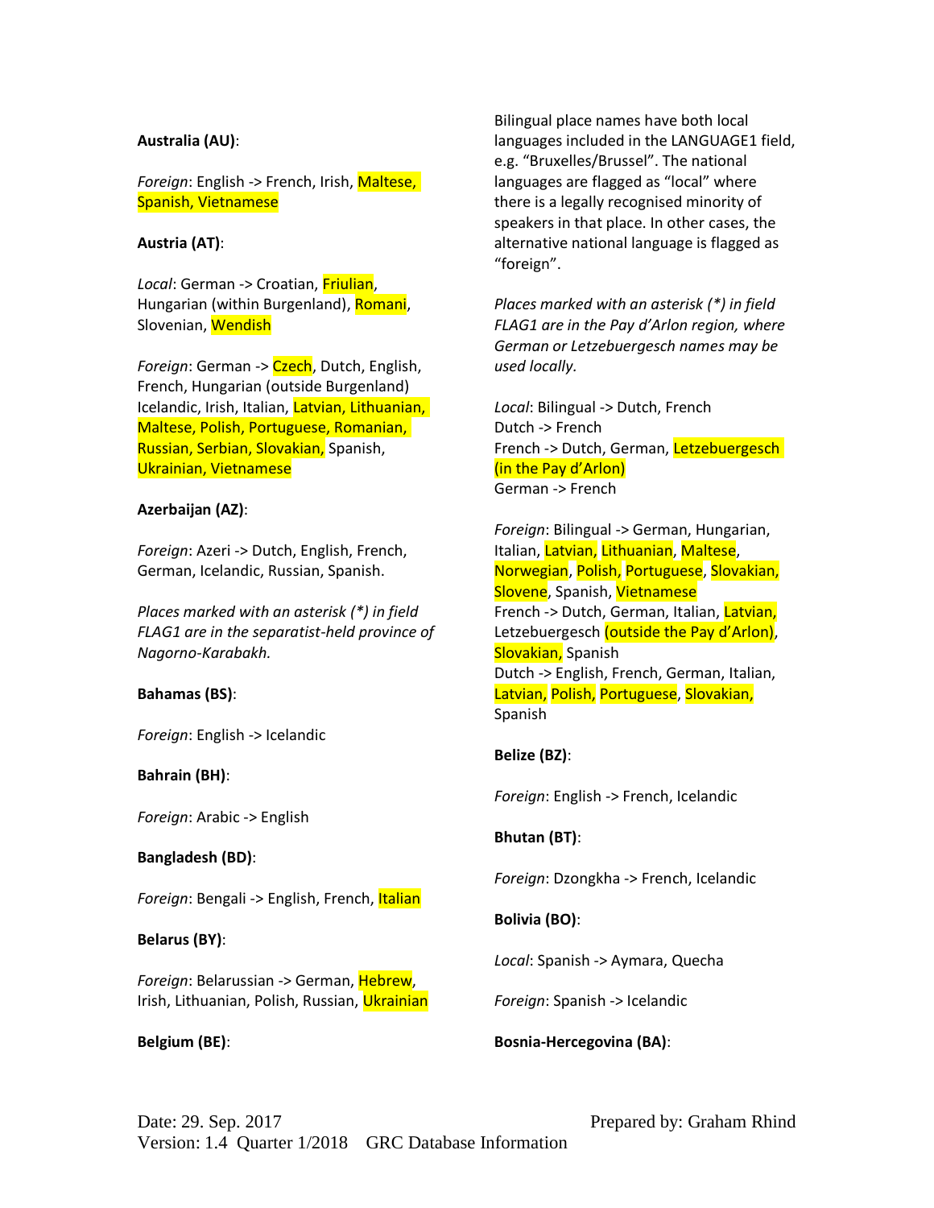**Australia (AU)**:

*Foreign*: English -> French, Irish, Maltese, Spanish, Vietnamese

**Austria (AT)**:

*Local*: German -> Croatian, Friulian, Hungarian (within Burgenland), Romani, Slovenian, Wendish

*Foreign*: German -> Czech, Dutch, English, French, Hungarian (outside Burgenland) Icelandic, Irish, Italian, Latvian, Lithuanian, Maltese, Polish, Portuguese, Romanian, Russian, Serbian, Slovakian, Spanish, Ukrainian, Vietnamese

**Azerbaijan (AZ)**:

*Foreign*: Azeri -> Dutch, English, French, German, Icelandic, Russian, Spanish.

*Places marked with an asterisk (*) in field FLAG1 are in the separatist-held province of Nagorno-Karabakh.*

**Bahamas (BS)**:

*Foreign*: English -> Icelandic

**Bahrain (BH)**:

*Foreign*: Arabic -> English

**Bangladesh (BD)**:

*Foreign*: Bengali -> English, French, Italian

**Belarus (BY)**:

*Foreign*: Belarussian -> German, Hebrew, Irish, Lithuanian, Polish, Russian, Ukrainian

**Belgium (BE)**:

Bilingual place names have both local languages included in the LANGUAGE1 field, e.g. “Bruxelles/Brussel”. The national languages are flagged as “local” where there is a legally recognised minority of speakers in that place. In other cases, the alternative national language is flagged as “foreign”.

*Places marked with an asterisk (*) in field FLAG1 are in the Pay d’Arlon region, where German or Letzebuergesch names may be used locally.*

*Local*: Bilingual -> Dutch, French
Dutch -> French
French -> Dutch, German, Letzebuergesch (in the Pay d’Arlon)
German -> French

*Foreign*: Bilingual -> German, Hungarian, Italian, Latvian, Lithuanian, Maltese, Norwegian, Polish, Portuguese, Slovakian, Slovene, Spanish, Vietnamese
French -> Dutch, German, Italian, Latvian, Letzebuergesch (outside the Pay d’Arlon), Slovakian, Spanish
Dutch -> English, French, German, Italian, Latvian, Polish, Portuguese, Slovakian, Spanish

**Belize (BZ)**:

*Foreign*: English -> French, Icelandic

**Bhutan (BT)**:

*Foreign*: Dzongkha -> French, Icelandic

**Bolivia (BO)**:

*Local*: Spanish -> Aymara, Quecha

*Foreign*: Spanish -> Icelandic

**Bosnia-Hercegovina (BA)**: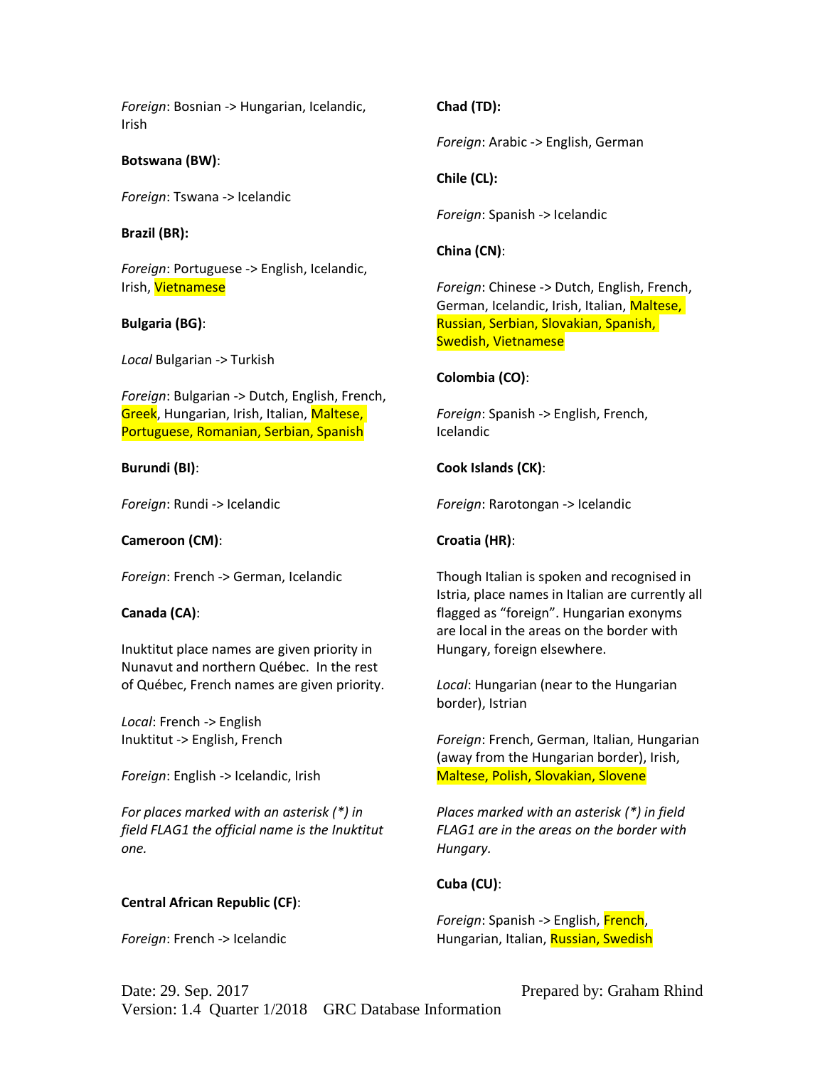*Foreign*: Bosnian -> Hungarian, Icelandic, Irish

**Botswana (BW)**:

*Foreign*: Tswana -> Icelandic

**Brazil (BR):**

*Foreign*: Portuguese -> English, Icelandic, Irish, Vietnamese

**Bulgaria (BG)**:

*Local* Bulgarian -> Turkish

*Foreign*: Bulgarian -> Dutch, English, French, Greek, Hungarian, Irish, Italian, Maltese, Portuguese, Romanian, Serbian, Spanish

**Burundi (BI)**:

*Foreign*: Rundi -> Icelandic

**Cameroon (CM)**:

*Foreign*: French -> German, Icelandic

**Canada (CA)**:

Inuktitut place names are given priority in Nunavut and northern Québec. In the rest of Québec, French names are given priority.

*Local*: French -> English
Inuktitut -> English, French

*Foreign*: English -> Icelandic, Irish

*For places marked with an asterisk (*) in field FLAG1 the official name is the Inuktitut one.*

**Central African Republic (CF)**:

*Foreign*: French -> Icelandic

**Chad (TD):**

*Foreign*: Arabic -> English, German

**Chile (CL):**

*Foreign*: Spanish -> Icelandic

**China (CN)**:

*Foreign*: Chinese -> Dutch, English, French, German, Icelandic, Irish, Italian, Maltese, Russian, Serbian, Slovakian, Spanish, Swedish, Vietnamese

**Colombia (CO)**:

*Foreign*: Spanish -> English, French, Icelandic

**Cook Islands (CK)**:

*Foreign*: Rarotongan -> Icelandic

**Croatia (HR)**:

Though Italian is spoken and recognised in Istria, place names in Italian are currently all flagged as "foreign". Hungarian exonyms are local in the areas on the border with Hungary, foreign elsewhere.

*Local*: Hungarian (near to the Hungarian border), Istrian

*Foreign*: French, German, Italian, Hungarian (away from the Hungarian border), Irish, Maltese, Polish, Slovakian, Slovene

*Places marked with an asterisk (*) in field FLAG1 are in the areas on the border with Hungary.*

**Cuba (CU)**:

*Foreign*: Spanish -> English, French, Hungarian, Italian, Russian, Swedish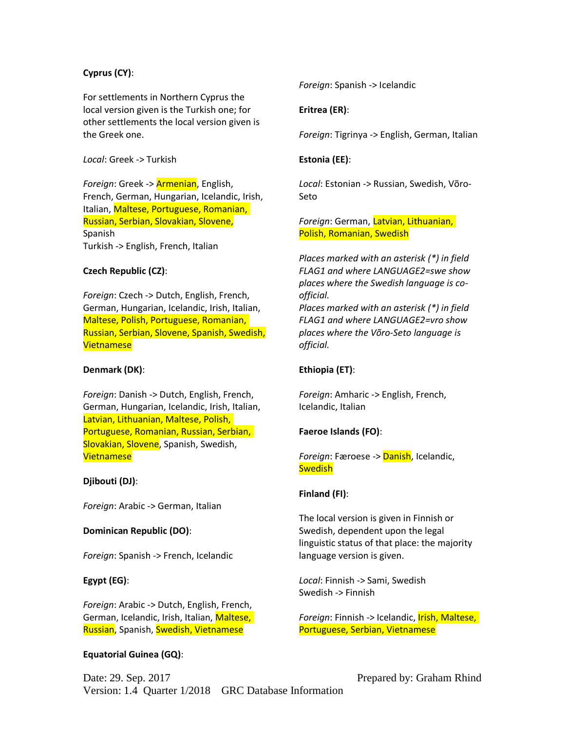**Cyprus (CY)**:

For settlements in Northern Cyprus the local version given is the Turkish one; for other settlements the local version given is the Greek one.

*Local*: Greek -> Turkish

*Foreign*: Greek -> Armenian, English, French, German, Hungarian, Icelandic, Irish, Italian, Maltese, Portuguese, Romanian, Russian, Serbian, Slovakian, Slovene, Spanish
Turkish -> English, French, Italian

**Czech Republic (CZ)**:

*Foreign*: Czech -> Dutch, English, French, German, Hungarian, Icelandic, Irish, Italian, Maltese, Polish, Portuguese, Romanian, Russian, Serbian, Slovene, Spanish, Swedish, Vietnamese

**Denmark (DK)**:

*Foreign*: Danish -> Dutch, English, French, German, Hungarian, Icelandic, Irish, Italian, Latvian, Lithuanian, Maltese, Polish, Portuguese, Romanian, Russian, Serbian, Slovakian, Slovene, Spanish, Swedish, Vietnamese

**Djibouti (DJ)**:

*Foreign*: Arabic -> German, Italian

**Dominican Republic (DO)**:

*Foreign*: Spanish -> French, Icelandic

**Egypt (EG)**:

*Foreign*: Arabic -> Dutch, English, French, German, Icelandic, Irish, Italian, Maltese, Russian, Spanish, Swedish, Vietnamese

**Equatorial Guinea (GQ)**:

*Foreign*: Spanish -> Icelandic

**Eritrea (ER)**:

*Foreign*: Tigrinya -> English, German, Italian

**Estonia (EE)**:

*Local*: Estonian -> Russian, Swedish, Võro-Seto

*Foreign*: German, Latvian, Lithuanian, Polish, Romanian, Swedish

*Places marked with an asterisk (*) in field FLAG1 and where LANGUAGE2=swe show places where the Swedish language is co-official.*
*Places marked with an asterisk (*) in field FLAG1 and where LANGUAGE2=vro show places where the Võro-Seto language is official.*

**Ethiopia (ET)**:

*Foreign*: Amharic -> English, French, Icelandic, Italian

**Faeroe Islands (FO)**:

*Foreign*: Færoese -> Danish, Icelandic, Swedish

**Finland (FI)**:

The local version is given in Finnish or Swedish, dependent upon the legal linguistic status of that place: the majority language version is given.

*Local*: Finnish -> Sami, Swedish
Swedish -> Finnish

*Foreign*: Finnish -> Icelandic, Irish, Maltese, Portuguese, Serbian, Vietnamese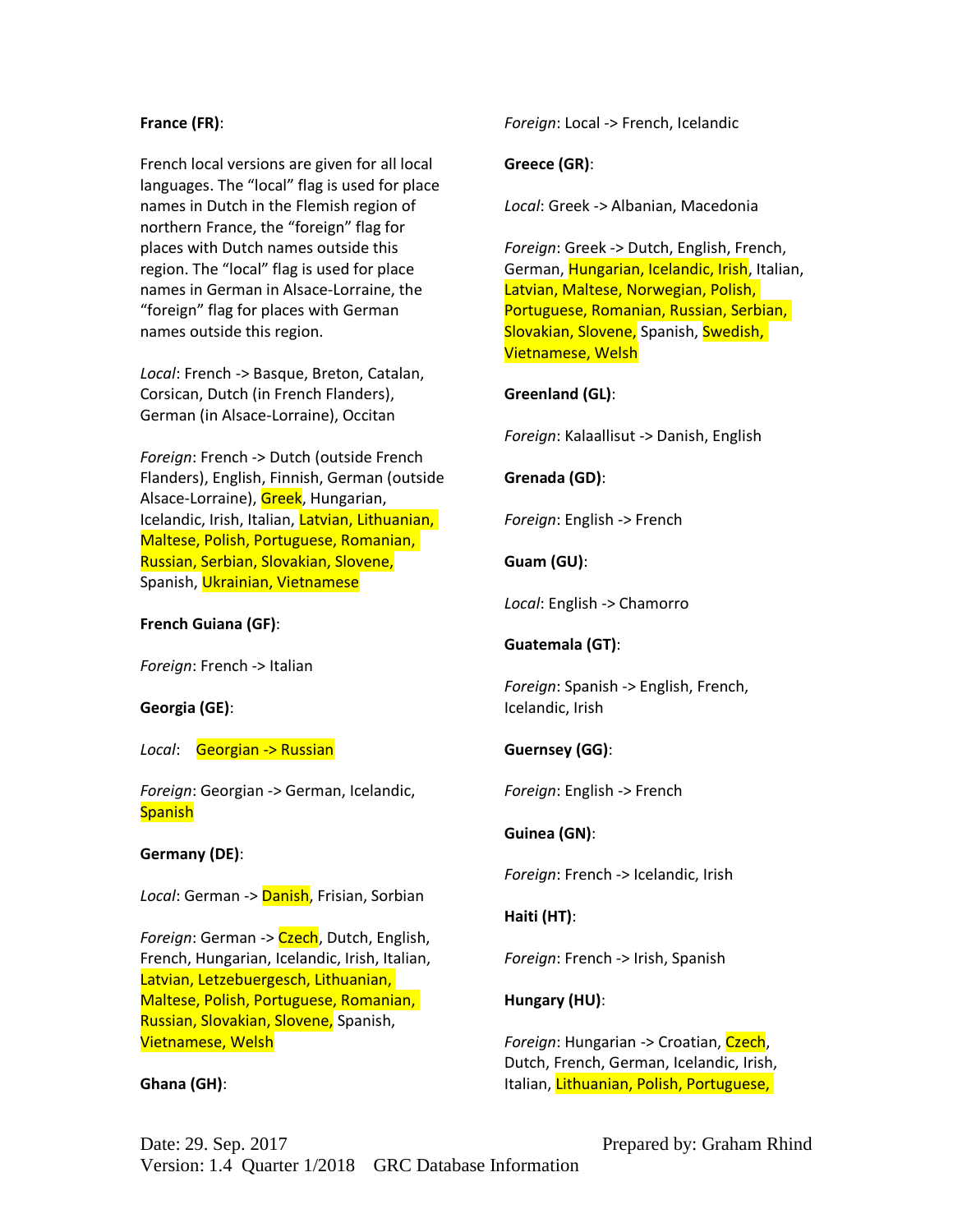**France (FR)**:

French local versions are given for all local languages. The "local" flag is used for place names in Dutch in the Flemish region of northern France, the "foreign" flag for places with Dutch names outside this region. The "local" flag is used for place names in German in Alsace-Lorraine, the "foreign" flag for places with German names outside this region.

*Local*: French -> Basque, Breton, Catalan, Corsican, Dutch (in French Flanders), German (in Alsace-Lorraine), Occitan

*Foreign*: French -> Dutch (outside French Flanders), English, Finnish, German (outside Alsace-Lorraine), Greek, Hungarian, Icelandic, Irish, Italian, Latvian, Lithuanian, Maltese, Polish, Portuguese, Romanian, Russian, Serbian, Slovakian, Slovene, Spanish, Ukrainian, Vietnamese

**French Guiana (GF)**:

*Foreign*: French -> Italian

**Georgia (GE)**:

*Local*: Georgian -> Russian

*Foreign*: Georgian -> German, Icelandic, Spanish

**Germany (DE)**:

*Local*: German -> Danish, Frisian, Sorbian

*Foreign*: German -> Czech, Dutch, English, French, Hungarian, Icelandic, Irish, Italian, Latvian, Letzebuergesch, Lithuanian, Maltese, Polish, Portuguese, Romanian, Russian, Slovakian, Slovene, Spanish, Vietnamese, Welsh

**Ghana (GH)**:

*Foreign*: Local -> French, Icelandic

**Greece (GR)**:

*Local*: Greek -> Albanian, Macedonia

*Foreign*: Greek -> Dutch, English, French, German, Hungarian, Icelandic, Irish, Italian, Latvian, Maltese, Norwegian, Polish, Portuguese, Romanian, Russian, Serbian, Slovakian, Slovene, Spanish, Swedish, Vietnamese, Welsh

**Greenland (GL)**:

*Foreign*: Kalaallisut -> Danish, English

**Grenada (GD)**:

*Foreign*: English -> French

**Guam (GU)**:

*Local*: English -> Chamorro

**Guatemala (GT)**:

*Foreign*: Spanish -> English, French, Icelandic, Irish

**Guernsey (GG)**:

*Foreign*: English -> French

**Guinea (GN)**:

*Foreign*: French -> Icelandic, Irish

**Haiti (HT)**:

*Foreign*: French -> Irish, Spanish

**Hungary (HU)**:

*Foreign*: Hungarian -> Croatian, Czech, Dutch, French, German, Icelandic, Irish, Italian, Lithuanian, Polish, Portuguese,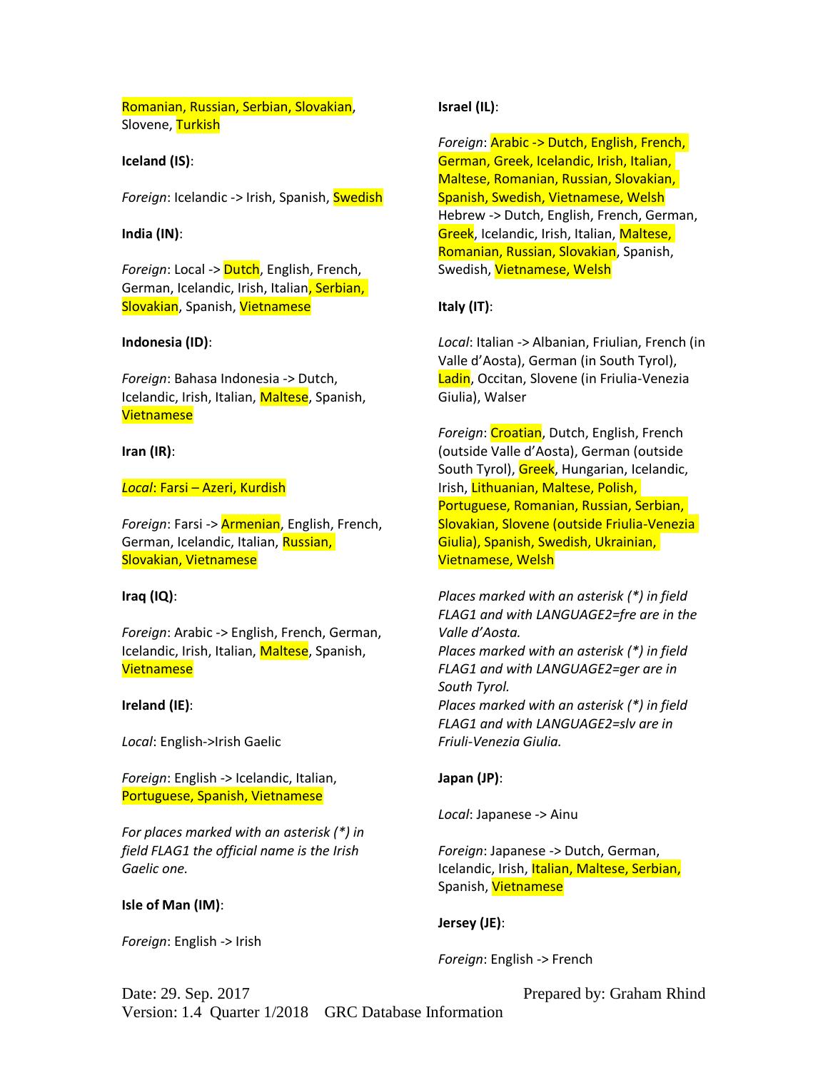Romanian, Russian, Serbian, Slovakian, Slovene, Turkish

**Iceland (IS)**:

*Foreign*: Icelandic -> Irish, Spanish, Swedish

**India (IN)**:

*Foreign*: Local -> Dutch, English, French, German, Icelandic, Irish, Italian, Serbian, Slovakian, Spanish, Vietnamese

**Indonesia (ID)**:

*Foreign*: Bahasa Indonesia -> Dutch, Icelandic, Irish, Italian, Maltese, Spanish, Vietnamese

**Iran (IR)**:

*Local*: Farsi – Azeri, Kurdish

*Foreign*: Farsi -> Armenian, English, French, German, Icelandic, Italian, Russian, Slovakian, Vietnamese

**Iraq (IQ)**:

*Foreign*: Arabic -> English, French, German, Icelandic, Irish, Italian, Maltese, Spanish, Vietnamese

**Ireland (IE)**:

*Local*: English->Irish Gaelic

*Foreign*: English -> Icelandic, Italian, Portuguese, Spanish, Vietnamese

*For places marked with an asterisk (*) in field FLAG1 the official name is the Irish Gaelic one.*

**Isle of Man (IM)**:

*Foreign*: English -> Irish

**Israel (IL)**:

*Foreign*: Arabic -> Dutch, English, French, German, Greek, Icelandic, Irish, Italian, Maltese, Romanian, Russian, Slovakian, Spanish, Swedish, Vietnamese, Welsh
Hebrew -> Dutch, English, French, German, Greek, Icelandic, Irish, Italian, Maltese, Romanian, Russian, Slovakian, Spanish, Swedish, Vietnamese, Welsh

**Italy (IT)**:

*Local*: Italian -> Albanian, Friulian, French (in Valle d'Aosta), German (in South Tyrol), Ladin, Occitan, Slovene (in Friulia-Venezia Giulia), Walser

*Foreign*: Croatian, Dutch, English, French (outside Valle d'Aosta), German (outside South Tyrol), Greek, Hungarian, Icelandic, Irish, Lithuanian, Maltese, Polish, Portuguese, Romanian, Russian, Serbian, Slovakian, Slovene (outside Friulia-Venezia Giulia), Spanish, Swedish, Ukrainian, Vietnamese, Welsh

*Places marked with an asterisk (*) in field FLAG1 and with LANGUAGE2=fre are in the Valle d'Aosta.*
*Places marked with an asterisk (*) in field FLAG1 and with LANGUAGE2=ger are in South Tyrol.*
*Places marked with an asterisk (*) in field FLAG1 and with LANGUAGE2=slv are in Friuli-Venezia Giulia.*

**Japan (JP)**:

*Local*: Japanese -> Ainu

*Foreign*: Japanese -> Dutch, German, Icelandic, Irish, Italian, Maltese, Serbian, Spanish, Vietnamese

**Jersey (JE)**:

*Foreign*: English -> French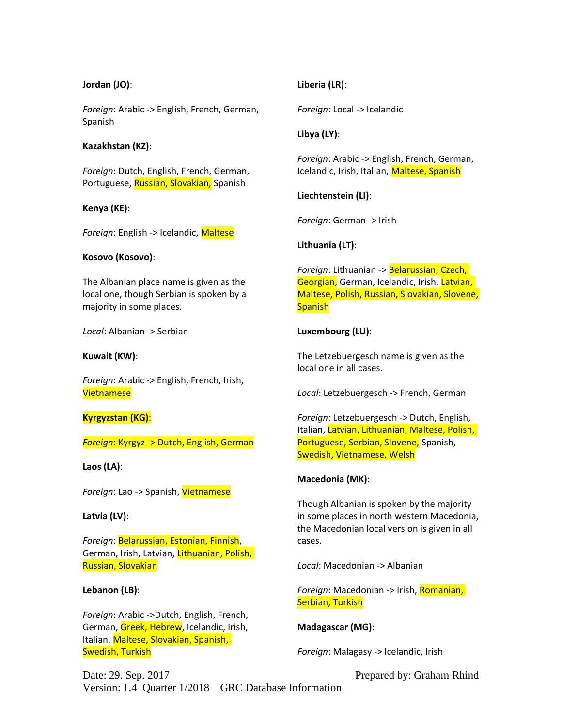**Jordan (JO)**:

*Foreign*: Arabic -> English, French, German, Spanish

**Kazakhstan (KZ)**:

*Foreign*: Dutch, English, French, German, Portuguese, Russian, Slovakian, Spanish

**Kenya (KE)**:

*Foreign*: English -> Icelandic, Maltese

**Kosovo (Kosovo)**:

The Albanian place name is given as the local one, though Serbian is spoken by a majority in some places.

*Local*: Albanian -> Serbian

**Kuwait (KW)**:

*Foreign*: Arabic -> English, French, Irish, Vietnamese

**Kyrgyzstan (KG)**:

*Foreign*: Kyrgyz -> Dutch, English, German

**Laos (LA)**:

*Foreign*: Lao -> Spanish, Vietnamese

**Latvia (LV)**:

*Foreign*: Belarussian, Estonian, Finnish, German, Irish, Latvian, Lithuanian, Polish, Russian, Slovakian

**Lebanon (LB)**:

*Foreign*: Arabic ->Dutch, English, French, German, Greek, Hebrew, Icelandic, Irish, Italian, Maltese, Slovakian, Spanish, Swedish, Turkish

**Liberia (LR)**:

*Foreign*: Local -> Icelandic

**Libya (LY)**:

*Foreign*: Arabic -> English, French, German, Icelandic, Irish, Italian, Maltese, Spanish

**Liechtenstein (LI)**:

*Foreign*: German -> Irish

**Lithuania (LT)**:

*Foreign*: Lithuanian -> Belarussian, Czech, Georgian, German, Icelandic, Irish, Latvian, Maltese, Polish, Russian, Slovakian, Slovene, Spanish

**Luxembourg (LU)**:

The Letzebuergesch name is given as the local one in all cases.

*Local*: Letzebuergesch -> French, German

*Foreign*: Letzebuergesch -> Dutch, English, Italian, Latvian, Lithuanian, Maltese, Polish, Portuguese, Serbian, Slovene, Spanish, Swedish, Vietnamese, Welsh

**Macedonia (MK)**:

Though Albanian is spoken by the majority in some places in north western Macedonia, the Macedonian local version is given in all cases.

*Local*: Macedonian -> Albanian

*Foreign*: Macedonian -> Irish, Romanian, Serbian, Turkish

**Madagascar (MG)**:

*Foreign*: Malagasy -> Icelandic, Irish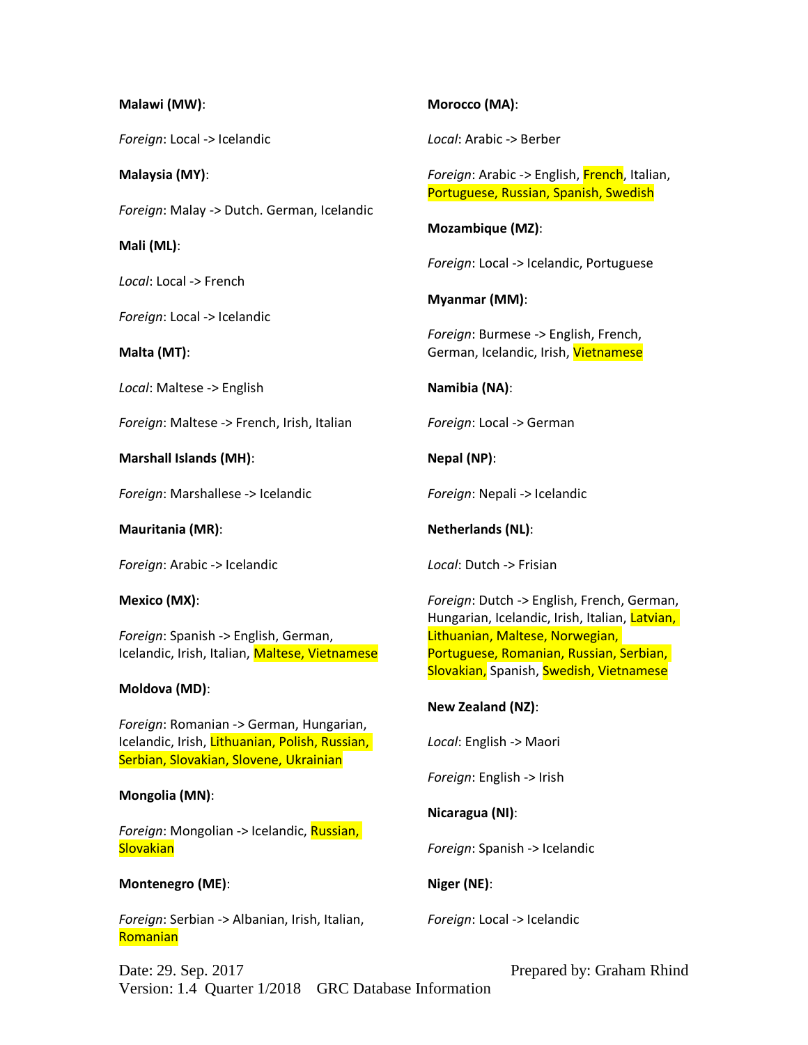**Malawi (MW)**:

*Foreign*: Local -> Icelandic

**Malaysia (MY)**:

*Foreign*: Malay -> Dutch. German, Icelandic

**Mali (ML)**:

*Local*: Local -> French

*Foreign*: Local -> Icelandic

**Malta (MT)**:

*Local*: Maltese -> English

*Foreign*: Maltese -> French, Irish, Italian

**Marshall Islands (MH)**:

*Foreign*: Marshallese -> Icelandic

**Mauritania (MR)**:

*Foreign*: Arabic -> Icelandic

**Mexico (MX)**:

*Foreign*: Spanish -> English, German, Icelandic, Irish, Italian, Maltese, Vietnamese

**Moldova (MD)**:

*Foreign*: Romanian -> German, Hungarian, Icelandic, Irish, Lithuanian, Polish, Russian, Serbian, Slovakian, Slovene, Ukrainian

**Mongolia (MN)**:

*Foreign*: Mongolian -> Icelandic, Russian, Slovakian

**Montenegro (ME)**:

*Foreign*: Serbian -> Albanian, Irish, Italian, Romanian

**Morocco (MA)**:

*Local*: Arabic -> Berber

*Foreign*: Arabic -> English, French, Italian, Portuguese, Russian, Spanish, Swedish

**Mozambique (MZ)**:

*Foreign*: Local -> Icelandic, Portuguese

**Myanmar (MM)**:

*Foreign*: Burmese -> English, French, German, Icelandic, Irish, Vietnamese

**Namibia (NA)**:

*Foreign*: Local -> German

**Nepal (NP)**:

*Foreign*: Nepali -> Icelandic

**Netherlands (NL)**:

*Local*: Dutch -> Frisian

*Foreign*: Dutch -> English, French, German, Hungarian, Icelandic, Irish, Italian, Latvian, Lithuanian, Maltese, Norwegian, Portuguese, Romanian, Russian, Serbian, Slovakian, Spanish, Swedish, Vietnamese

**New Zealand (NZ)**:

*Local*: English -> Maori

*Foreign*: English -> Irish

**Nicaragua (NI)**:

*Foreign*: Spanish -> Icelandic

**Niger (NE)**:

*Foreign*: Local -> Icelandic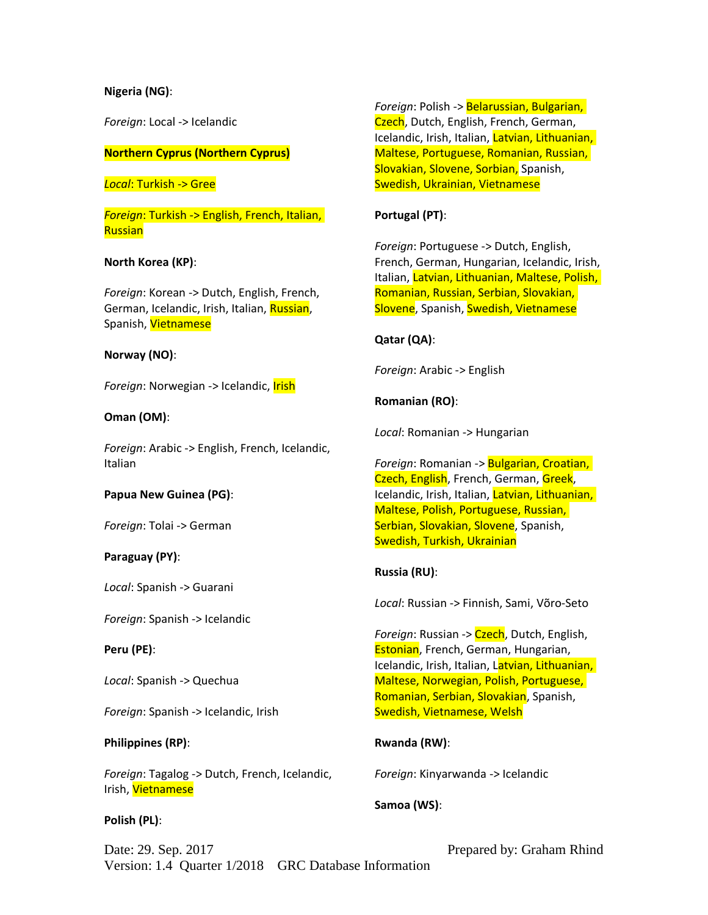**Nigeria (NG)**:

*Foreign*: Local -> Icelandic

**Northern Cyprus (Northern Cyprus)**

*Local*: Turkish -> Gree

*Foreign*: Turkish -> English, French, Italian, Russian

**North Korea (KP)**:

*Foreign*: Korean -> Dutch, English, French, German, Icelandic, Irish, Italian, Russian, Spanish, Vietnamese

**Norway (NO)**:

*Foreign*: Norwegian -> Icelandic, Irish

**Oman (OM)**:

*Foreign*: Arabic -> English, French, Icelandic, Italian

**Papua New Guinea (PG)**:

*Foreign*: Tolai -> German

**Paraguay (PY)**:

*Local*: Spanish -> Guarani

*Foreign*: Spanish -> Icelandic

**Peru (PE)**:

*Local*: Spanish -> Quechua

*Foreign*: Spanish -> Icelandic, Irish

**Philippines (RP)**:

*Foreign*: Tagalog -> Dutch, French, Icelandic, Irish, Vietnamese

**Polish (PL)**:

*Foreign*: Polish -> Belarussian, Bulgarian, Czech, Dutch, English, French, German, Icelandic, Irish, Italian, Latvian, Lithuanian, Maltese, Portuguese, Romanian, Russian, Slovakian, Slovene, Sorbian, Spanish, Swedish, Ukrainian, Vietnamese

**Portugal (PT)**:

*Foreign*: Portuguese -> Dutch, English, French, German, Hungarian, Icelandic, Irish, Italian, Latvian, Lithuanian, Maltese, Polish, Romanian, Russian, Serbian, Slovakian, Slovene, Spanish, Swedish, Vietnamese

**Qatar (QA)**:

*Foreign*: Arabic -> English

**Romanian (RO)**:

*Local*: Romanian -> Hungarian

*Foreign*: Romanian -> Bulgarian, Croatian, Czech, English, French, German, Greek, Icelandic, Irish, Italian, Latvian, Lithuanian, Maltese, Polish, Portuguese, Russian, Serbian, Slovakian, Slovene, Spanish, Swedish, Turkish, Ukrainian

**Russia (RU)**:

*Local*: Russian -> Finnish, Sami, Võro-Seto

*Foreign*: Russian -> Czech, Dutch, English, Estonian, French, German, Hungarian, Icelandic, Irish, Italian, Latvian, Lithuanian, Maltese, Norwegian, Polish, Portuguese, Romanian, Serbian, Slovakian, Spanish, Swedish, Vietnamese, Welsh

**Rwanda (RW)**:

*Foreign*: Kinyarwanda -> Icelandic

**Samoa (WS)**: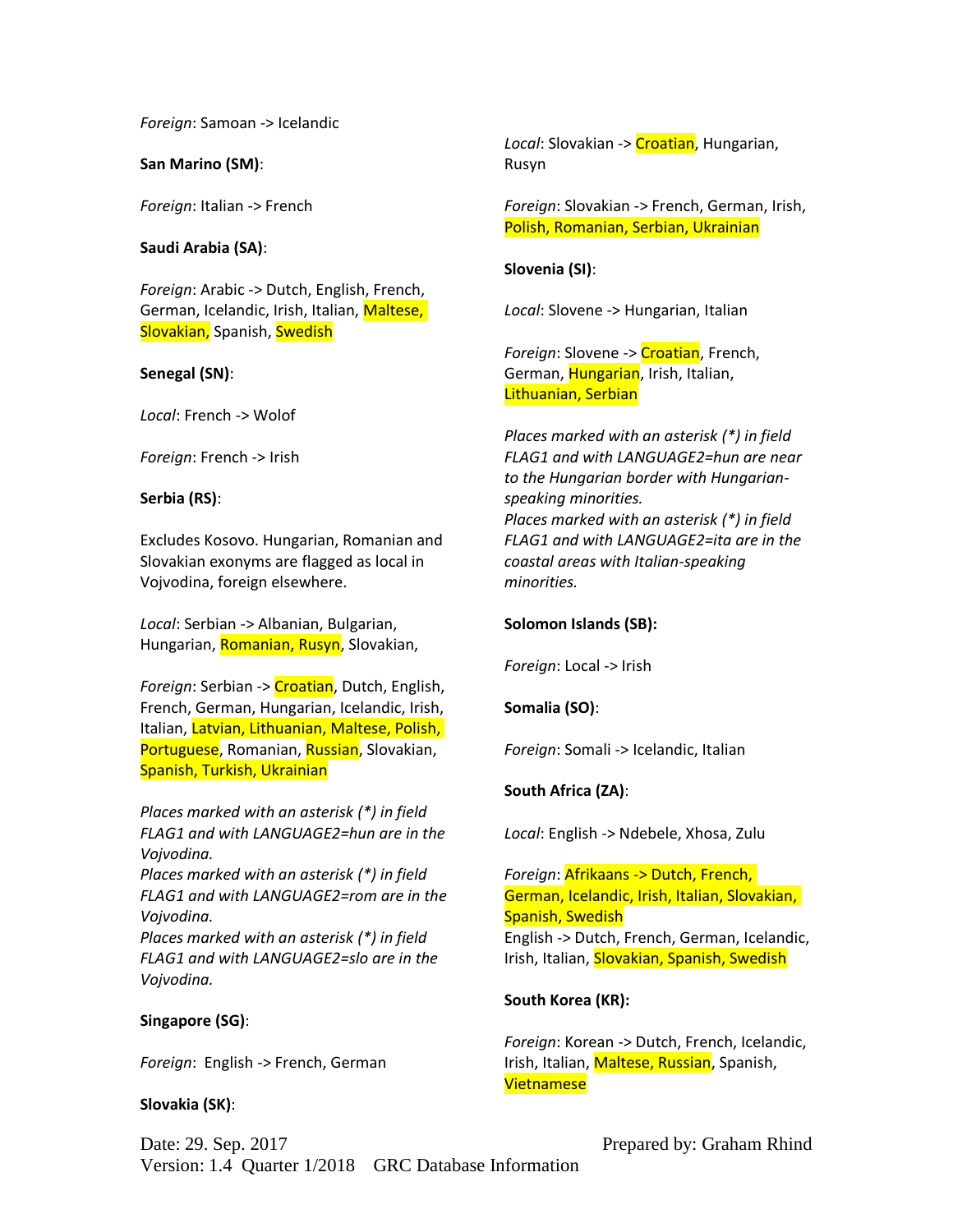*Foreign*: Samoan -> Icelandic

**San Marino (SM)**:

*Foreign*: Italian -> French

**Saudi Arabia (SA)**:

*Foreign*: Arabic -> Dutch, English, French, German, Icelandic, Irish, Italian, Maltese, Slovakian, Spanish, Swedish

**Senegal (SN)**:

*Local*: French -> Wolof

*Foreign*: French -> Irish

**Serbia (RS)**:

Excludes Kosovo. Hungarian, Romanian and Slovakian exonyms are flagged as local in Vojvodina, foreign elsewhere.

*Local*: Serbian -> Albanian, Bulgarian, Hungarian, Romanian, Rusyn, Slovakian,

*Foreign*: Serbian -> Croatian, Dutch, English, French, German, Hungarian, Icelandic, Irish, Italian, Latvian, Lithuanian, Maltese, Polish, Portuguese, Romanian, Russian, Slovakian, Spanish, Turkish, Ukrainian

*Places marked with an asterisk (*) in field FLAG1 and with LANGUAGE2=hun are in the Vojvodina.*
*Places marked with an asterisk (*) in field FLAG1 and with LANGUAGE2=rom are in the Vojvodina.*
*Places marked with an asterisk (*) in field FLAG1 and with LANGUAGE2=slo are in the Vojvodina.*

**Singapore (SG)**:

*Foreign*: English -> French, German

**Slovakia (SK)**:

*Local*: Slovakian -> Croatian, Hungarian, Rusyn

*Foreign*: Slovakian -> French, German, Irish, Polish, Romanian, Serbian, Ukrainian

**Slovenia (SI)**:

*Local*: Slovene -> Hungarian, Italian

*Foreign*: Slovene -> Croatian, French, German, Hungarian, Irish, Italian, Lithuanian, Serbian

*Places marked with an asterisk (*) in field FLAG1 and with LANGUAGE2=hun are near to the Hungarian border with Hungarian-speaking minorities.*
*Places marked with an asterisk (*) in field FLAG1 and with LANGUAGE2=ita are in the coastal areas with Italian-speaking minorities.*

**Solomon Islands (SB):**

*Foreign*: Local -> Irish

**Somalia (SO)**:

*Foreign*: Somali -> Icelandic, Italian

**South Africa (ZA)**:

*Local*: English -> Ndebele, Xhosa, Zulu

*Foreign*: Afrikaans -> Dutch, French, German, Icelandic, Irish, Italian, Slovakian, Spanish, Swedish
English -> Dutch, French, German, Icelandic, Irish, Italian, Slovakian, Spanish, Swedish

**South Korea (KR):**

*Foreign*: Korean -> Dutch, French, Icelandic, Irish, Italian, Maltese, Russian, Spanish, Vietnamese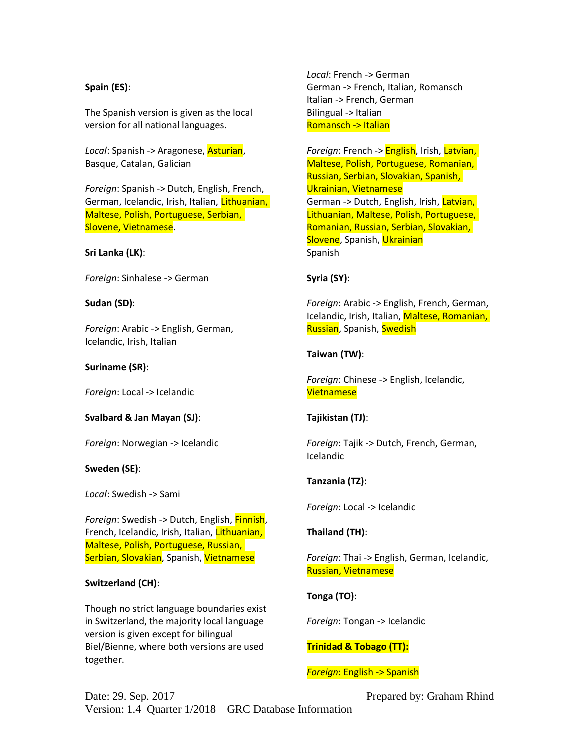**Spain (ES)**:

The Spanish version is given as the local version for all national languages.

*Local*: Spanish -> Aragonese, Asturian, Basque, Catalan, Galician

*Foreign*: Spanish -> Dutch, English, French, German, Icelandic, Irish, Italian, Lithuanian, Maltese, Polish, Portuguese, Serbian, Slovene, Vietnamese.

**Sri Lanka (LK)**:

*Foreign*: Sinhalese -> German

**Sudan (SD)**:

*Foreign*: Arabic -> English, German, Icelandic, Irish, Italian

**Suriname (SR)**:

*Foreign*: Local -> Icelandic

**Svalbard & Jan Mayan (SJ)**:

*Foreign*: Norwegian -> Icelandic

**Sweden (SE)**:

*Local*: Swedish -> Sami

*Foreign*: Swedish -> Dutch, English, Finnish, French, Icelandic, Irish, Italian, Lithuanian, Maltese, Polish, Portuguese, Russian, Serbian, Slovakian, Spanish, Vietnamese

**Switzerland (CH)**:

Though no strict language boundaries exist in Switzerland, the majority local language version is given except for bilingual Biel/Bienne, where both versions are used together.

*Local*: French -> German
German -> French, Italian, Romansch
Italian -> French, German
Bilingual -> Italian
Romansch -> Italian

*Foreign*: French -> English, Irish, Latvian, Maltese, Polish, Portuguese, Romanian, Russian, Serbian, Slovakian, Spanish, Ukrainian, Vietnamese
German -> Dutch, English, Irish, Latvian, Lithuanian, Maltese, Polish, Portuguese, Romanian, Russian, Serbian, Slovakian, Slovene, Spanish, Ukrainian
Spanish

**Syria (SY)**:

*Foreign*: Arabic -> English, French, German, Icelandic, Irish, Italian, Maltese, Romanian, Russian, Spanish, Swedish

**Taiwan (TW)**:

*Foreign*: Chinese -> English, Icelandic, Vietnamese

**Tajikistan (TJ)**:

*Foreign*: Tajik -> Dutch, French, German, Icelandic

**Tanzania (TZ):**

*Foreign*: Local -> Icelandic

**Thailand (TH)**:

*Foreign*: Thai -> English, German, Icelandic, Russian, Vietnamese

**Tonga (TO)**:

*Foreign*: Tongan -> Icelandic

**Trinidad & Tobago (TT):**

*Foreign*: English -> Spanish

Date: 29. Sep. 2017 Prepared by: Graham Rhind
Version: 1.4 Quarter 1/2018 GRC Database Information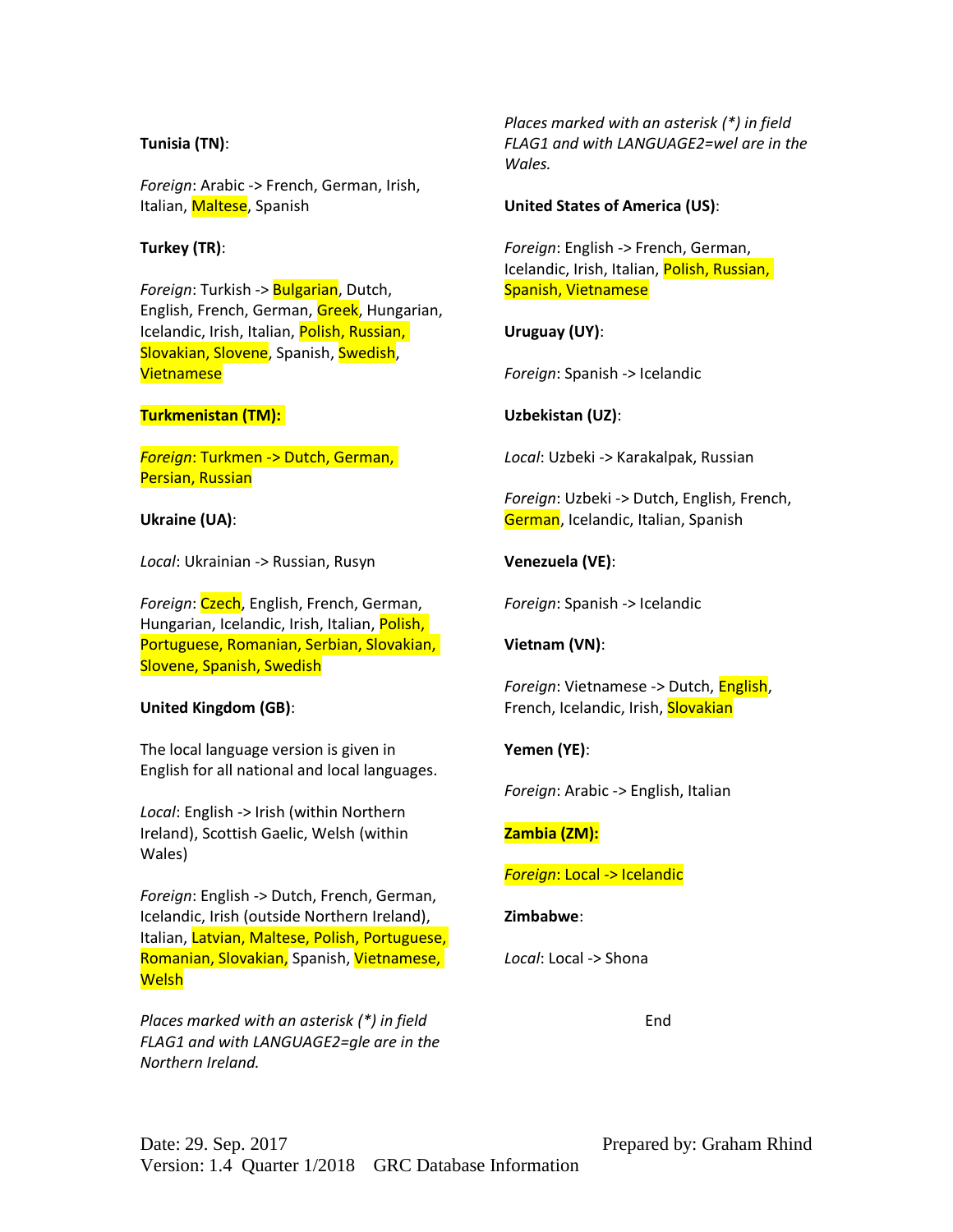**Tunisia (TN)**:

*Foreign*: Arabic -> French, German, Irish, Italian, Maltese, Spanish

**Turkey (TR)**:

*Foreign*: Turkish -> Bulgarian, Dutch, English, French, German, Greek, Hungarian, Icelandic, Irish, Italian, Polish, Russian, Slovakian, Slovene, Spanish, Swedish, Vietnamese

**Turkmenistan (TM):**

*Foreign*: Turkmen -> Dutch, German, Persian, Russian

**Ukraine (UA)**:

*Local*: Ukrainian -> Russian, Rusyn

*Foreign*: Czech, English, French, German, Hungarian, Icelandic, Irish, Italian, Polish, Portuguese, Romanian, Serbian, Slovakian, Slovene, Spanish, Swedish

**United Kingdom (GB)**:

The local language version is given in English for all national and local languages.

*Local*: English -> Irish (within Northern Ireland), Scottish Gaelic, Welsh (within Wales)

*Foreign*: English -> Dutch, French, German, Icelandic, Irish (outside Northern Ireland), Italian, Latvian, Maltese, Polish, Portuguese, Romanian, Slovakian, Spanish, Vietnamese, Welsh

*Places marked with an asterisk (*) in field FLAG1 and with LANGUAGE2=gle are in the Northern Ireland.*

*Places marked with an asterisk (*) in field FLAG1 and with LANGUAGE2=wel are in the Wales.*

**United States of America (US)**:

*Foreign*: English -> French, German, Icelandic, Irish, Italian, Polish, Russian, Spanish, Vietnamese

**Uruguay (UY)**:

*Foreign*: Spanish -> Icelandic

**Uzbekistan (UZ)**:

*Local*: Uzbeki -> Karakalpak, Russian

*Foreign*: Uzbeki -> Dutch, English, French, German, Icelandic, Italian, Spanish

**Venezuela (VE)**:

*Foreign*: Spanish -> Icelandic

**Vietnam (VN)**:

*Foreign*: Vietnamese -> Dutch, English, French, Icelandic, Irish, Slovakian

**Yemen (YE)**:

*Foreign*: Arabic -> English, Italian

**Zambia (ZM):**

*Foreign*: Local -> Icelandic

**Zimbabwe**:

*Local*: Local -> Shona

End